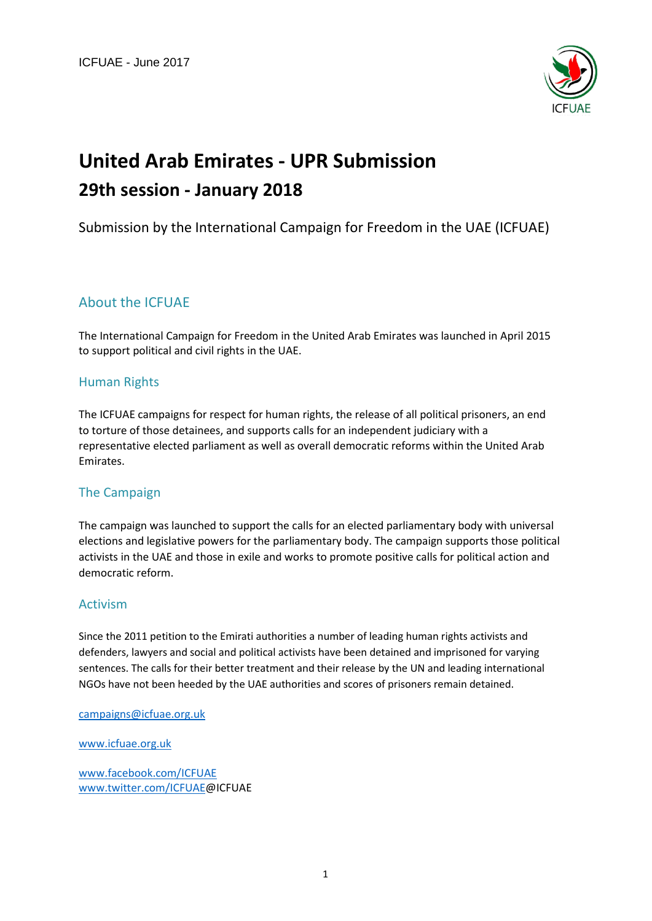ICFUAE - June 2017

# United Arab Emirates - UPR Submission

## 29th session - January 2018

Submission by the International Campaign for Freedom in the UAE (ICFUAE)

## About the ICFUAE

The International Campaign for Freedom in the United Arab Emirates was launched in April 2015 to support political and civil rights in the UAE.

### Human Rights

The ICFUAE campaigns for respect for human rights, the release of all political prisoners, an end to torture of those detainees, and supports calls for an independent judiciary with a representative elected parliament as well as overall democratic reforms within the United Arab Emirates.

### The Campaign

The campaign was launched to support the calls for an elected parliamentary body with universal elections and legislative powers for the parliamentary body. The campaign supports those political activists in the UAE and those in exile and works to promote positive calls for political action and democratic reform.

### Activism

Since the 2011 petition to the Emirati authorities a number of leading human rights activists and defenders, lawyers and social and political activists have been detained and imprisoned for varying sentences. The calls for their better treatment and their release by the UN and leading international NGOs have not been heeded by the UAE authorities and scores of prisoners remain detained.

campaigns@icfuae.org.uk

www.icfuae.org.uk

www.facebook.com/ICFUAE
www.twitter.com/ICFUAE@ICFUAE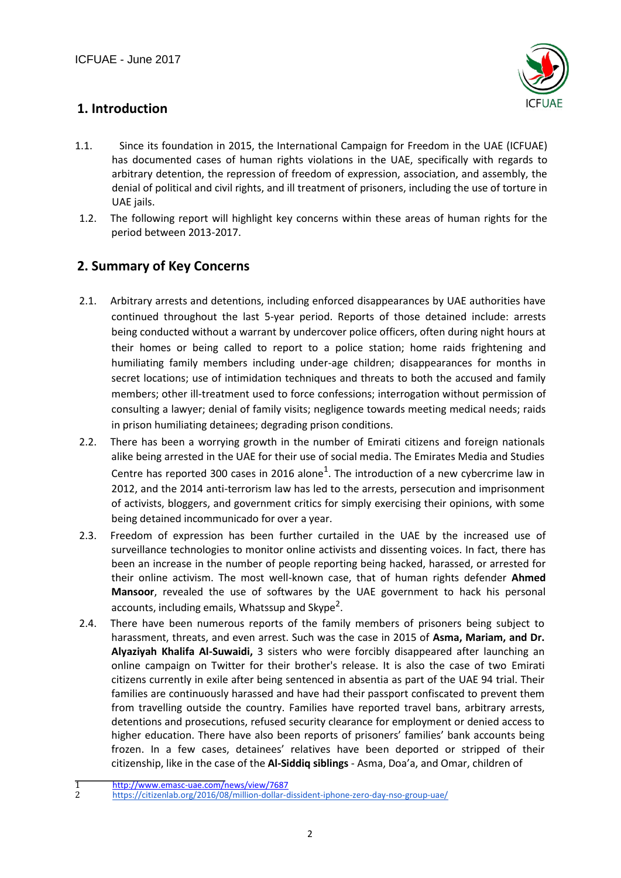## 1. Introduction

1.1. Since its foundation in 2015, the International Campaign for Freedom in the UAE (ICFUAE) has documented cases of human rights violations in the UAE, specifically with regards to arbitrary detention, the repression of freedom of expression, association, and assembly, the denial of political and civil rights, and ill treatment of prisoners, including the use of torture in UAE jails.

1.2. The following report will highlight key concerns within these areas of human rights for the period between 2013-2017.

## 2. Summary of Key Concerns

2.1. Arbitrary arrests and detentions, including enforced disappearances by UAE authorities have continued throughout the last 5-year period. Reports of those detained include: arrests being conducted without a warrant by undercover police officers, often during night hours at their homes or being called to report to a police station; home raids frightening and humiliating family members including under-age children; disappearances for months in secret locations; use of intimidation techniques and threats to both the accused and family members; other ill-treatment used to force confessions; interrogation without permission of consulting a lawyer; denial of family visits; negligence towards meeting medical needs; raids in prison humiliating detainees; degrading prison conditions.

2.2. There has been a worrying growth in the number of Emirati citizens and foreign nationals alike being arrested in the UAE for their use of social media. The Emirates Media and Studies Centre has reported 300 cases in 2016 alone[1]. The introduction of a new cybercrime law in 2012, and the 2014 anti-terrorism law has led to the arrests, persecution and imprisonment of activists, bloggers, and government critics for simply exercising their opinions, with some being detained incommunicado for over a year.

2.3. Freedom of expression has been further curtailed in the UAE by the increased use of surveillance technologies to monitor online activists and dissenting voices. In fact, there has been an increase in the number of people reporting being hacked, harassed, or arrested for their online activism. The most well-known case, that of human rights defender **Ahmed Mansoor**, revealed the use of softwares by the UAE government to hack his personal accounts, including emails, Whatssup and Skype[2].

2.4. There have been numerous reports of the family members of prisoners being subject to harassment, threats, and even arrest. Such was the case in 2015 of **Asma, Mariam, and Dr. Alyaziyah Khalifa Al-Suwaidi,** 3 sisters who were forcibly disappeared after launching an online campaign on Twitter for their brother's release. It is also the case of two Emirati citizens currently in exile after being sentenced in absentia as part of the UAE 94 trial. Their families are continuously harassed and have had their passport confiscated to prevent them from travelling outside the country. Families have reported travel bans, arbitrary arrests, detentions and prosecutions, refused security clearance for employment or denied access to higher education. There have also been reports of prisoners' families' bank accounts being frozen. In a few cases, detainees' relatives have been deported or stripped of their citizenship, like in the case of the **Al-Siddiq siblings** - Asma, Doa'a, and Omar, children of

[1] http://www.emasc-uae.com/news/view/7687

[2] https://citizenlab.org/2016/08/million-dollar-dissident-iphone-zero-day-nso-group-uae/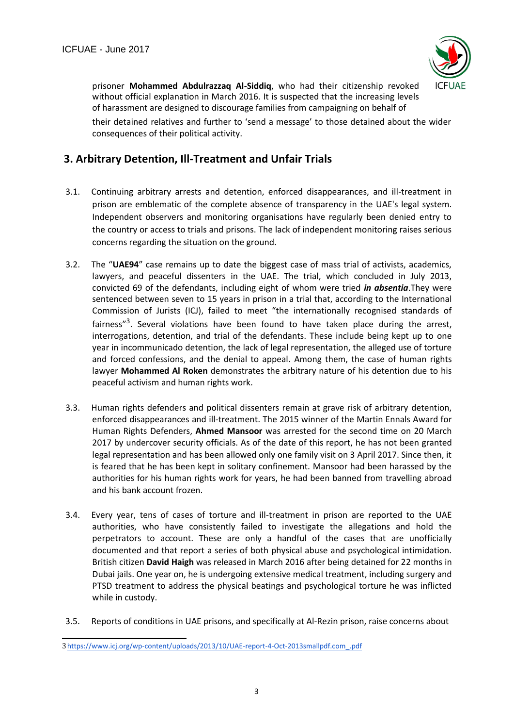prisoner **Mohammed Abdulrazzaq Al-Siddiq**, who had their citizenship revoked without official explanation in March 2016. It is suspected that the increasing levels of harassment are designed to discourage families from campaigning on behalf of their detained relatives and further to 'send a message' to those detained about the wider consequences of their political activity.

## 3. Arbitrary Detention, Ill-Treatment and Unfair Trials

3.1. Continuing arbitrary arrests and detention, enforced disappearances, and ill-treatment in prison are emblematic of the complete absence of transparency in the UAE's legal system. Independent observers and monitoring organisations have regularly been denied entry to the country or access to trials and prisons. The lack of independent monitoring raises serious concerns regarding the situation on the ground.

3.2. The "**UAE94**" case remains up to date the biggest case of mass trial of activists, academics, lawyers, and peaceful dissenters in the UAE. The trial, which concluded in July 2013, convicted 69 of the defendants, including eight of whom were tried ***in absentia***.They were sentenced between seven to 15 years in prison in a trial that, according to the International Commission of Jurists (ICJ), failed to meet "the internationally recognised standards of fairness"[3]. Several violations have been found to have taken place during the arrest, interrogations, detention, and trial of the defendants. These include being kept up to one year in incommunicado detention, the lack of legal representation, the alleged use of torture and forced confessions, and the denial to appeal. Among them, the case of human rights lawyer **Mohammed Al Roken** demonstrates the arbitrary nature of his detention due to his peaceful activism and human rights work.

3.3. Human rights defenders and political dissenters remain at grave risk of arbitrary detention, enforced disappearances and ill-treatment. The 2015 winner of the Martin Ennals Award for Human Rights Defenders, **Ahmed Mansoor** was arrested for the second time on 20 March 2017 by undercover security officials. As of the date of this report, he has not been granted legal representation and has been allowed only one family visit on 3 April 2017. Since then, it is feared that he has been kept in solitary confinement. Mansoor had been harassed by the authorities for his human rights work for years, he had been banned from travelling abroad and his bank account frozen.

3.4. Every year, tens of cases of torture and ill-treatment in prison are reported to the UAE authorities, who have consistently failed to investigate the allegations and hold the perpetrators to account. These are only a handful of the cases that are unofficially documented and that report a series of both physical abuse and psychological intimidation. British citizen **David Haigh** was released in March 2016 after being detained for 22 months in Dubai jails. One year on, he is undergoing extensive medical treatment, including surgery and PTSD treatment to address the physical beatings and psychological torture he was inflicted while in custody.

3.5. Reports of conditions in UAE prisons, and specifically at Al-Rezin prison, raise concerns about

---

3 https://www.icj.org/wp-content/uploads/2013/10/UAE-report-4-Oct-2013smallpdf.com_.pdf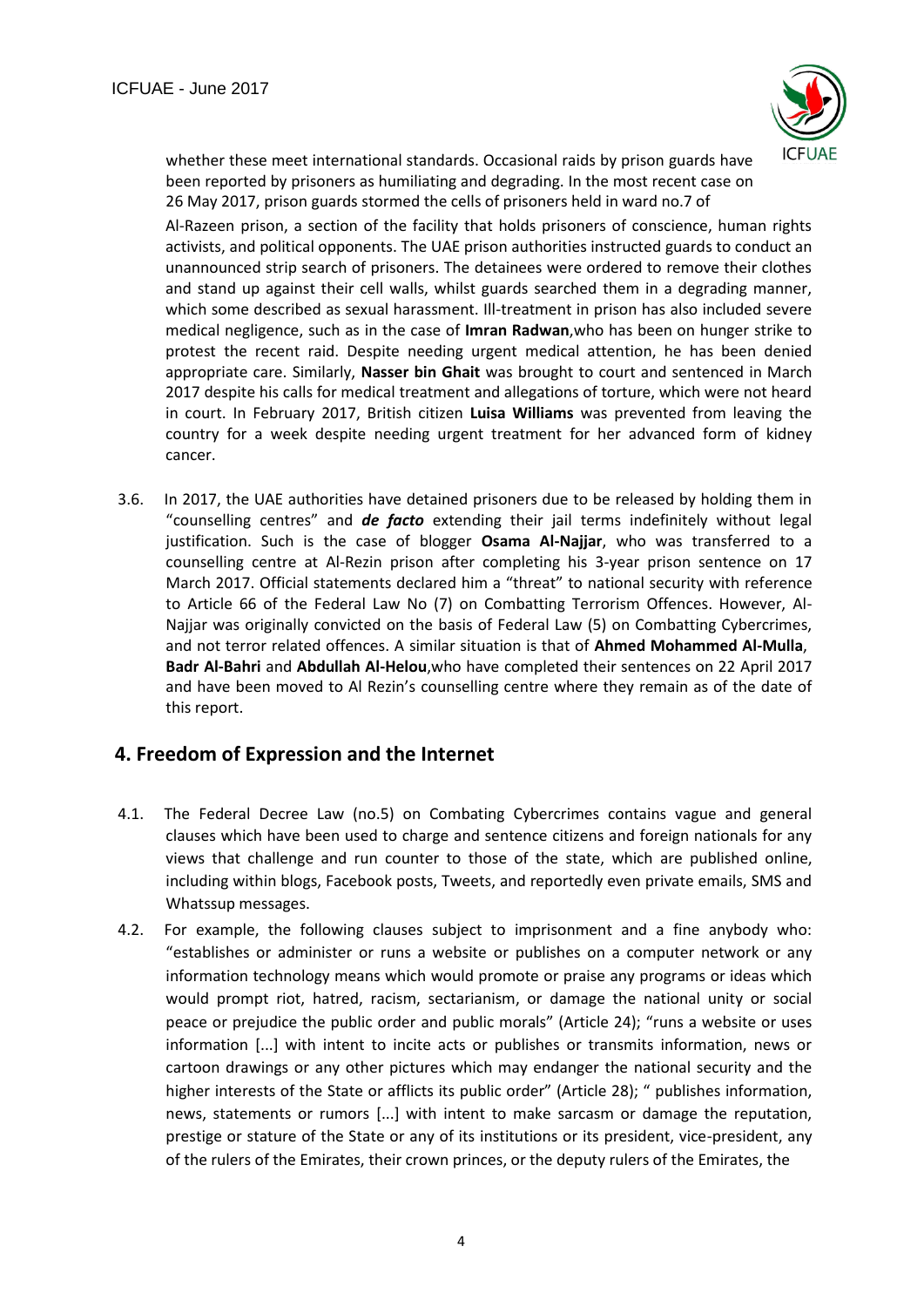whether these meet international standards. Occasional raids by prison guards have been reported by prisoners as humiliating and degrading. In the most recent case on 26 May 2017, prison guards stormed the cells of prisoners held in ward no.7 of Al-Razeen prison, a section of the facility that holds prisoners of conscience, human rights activists, and political opponents. The UAE prison authorities instructed guards to conduct an unannounced strip search of prisoners. The detainees were ordered to remove their clothes and stand up against their cell walls, whilst guards searched them in a degrading manner, which some described as sexual harassment. Ill-treatment in prison has also included severe medical negligence, such as in the case of **Imran Radwan**,who has been on hunger strike to protest the recent raid. Despite needing urgent medical attention, he has been denied appropriate care. Similarly, **Nasser bin Ghait** was brought to court and sentenced in March 2017 despite his calls for medical treatment and allegations of torture, which were not heard in court. In February 2017, British citizen **Luisa Williams** was prevented from leaving the country for a week despite needing urgent treatment for her advanced form of kidney cancer.

3.6. In 2017, the UAE authorities have detained prisoners due to be released by holding them in "counselling centres" and ***de facto*** extending their jail terms indefinitely without legal justification. Such is the case of blogger **Osama Al-Najjar**, who was transferred to a counselling centre at Al-Rezin prison after completing his 3-year prison sentence on 17 March 2017. Official statements declared him a "threat" to national security with reference to Article 66 of the Federal Law No (7) on Combatting Terrorism Offences. However, Al-Najjar was originally convicted on the basis of Federal Law (5) on Combatting Cybercrimes, and not terror related offences. A similar situation is that of **Ahmed Mohammed Al-Mulla**, **Badr Al-Bahri** and **Abdullah Al-Helou**,who have completed their sentences on 22 April 2017 and have been moved to Al Rezin's counselling centre where they remain as of the date of this report.

## 4. Freedom of Expression and the Internet

4.1. The Federal Decree Law (no.5) on Combating Cybercrimes contains vague and general clauses which have been used to charge and sentence citizens and foreign nationals for any views that challenge and run counter to those of the state, which are published online, including within blogs, Facebook posts, Tweets, and reportedly even private emails, SMS and Whatssup messages.

4.2. For example, the following clauses subject to imprisonment and a fine anybody who: "establishes or administer or runs a website or publishes on a computer network or any information technology means which would promote or praise any programs or ideas which would prompt riot, hatred, racism, sectarianism, or damage the national unity or social peace or prejudice the public order and public morals" (Article 24); "runs a website or uses information [...] with intent to incite acts or publishes or transmits information, news or cartoon drawings or any other pictures which may endanger the national security and the higher interests of the State or afflicts its public order" (Article 28); " publishes information, news, statements or rumors [...] with intent to make sarcasm or damage the reputation, prestige or stature of the State or any of its institutions or its president, vice-president, any of the rulers of the Emirates, their crown princes, or the deputy rulers of the Emirates, the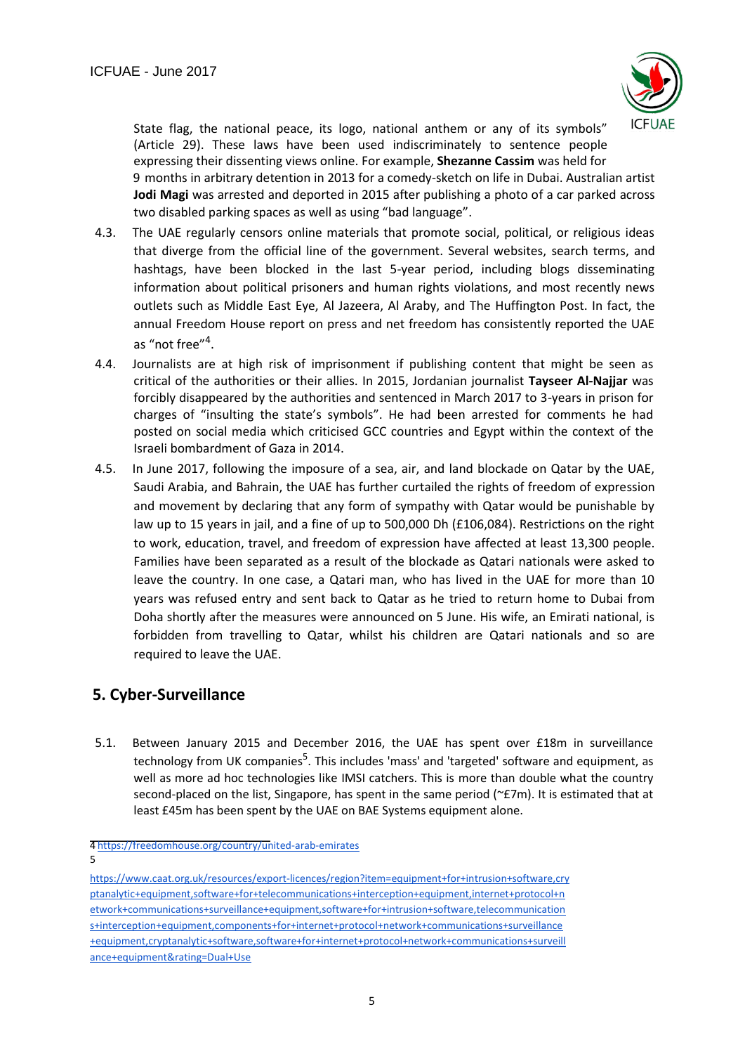State flag, the national peace, its logo, national anthem or any of its symbols" (Article 29). These laws have been used indiscriminately to sentence people expressing their dissenting views online. For example, **Shezanne Cassim** was held for 9 months in arbitrary detention in 2013 for a comedy-sketch on life in Dubai. Australian artist **Jodi Magi** was arrested and deported in 2015 after publishing a photo of a car parked across two disabled parking spaces as well as using "bad language".

4.3. The UAE regularly censors online materials that promote social, political, or religious ideas that diverge from the official line of the government. Several websites, search terms, and hashtags, have been blocked in the last 5-year period, including blogs disseminating information about political prisoners and human rights violations, and most recently news outlets such as Middle East Eye, Al Jazeera, Al Araby, and The Huffington Post. In fact, the annual Freedom House report on press and net freedom has consistently reported the UAE as "not free"[4].

4.4. Journalists are at high risk of imprisonment if publishing content that might be seen as critical of the authorities or their allies. In 2015, Jordanian journalist **Tayseer Al-Najjar** was forcibly disappeared by the authorities and sentenced in March 2017 to 3-years in prison for charges of "insulting the state's symbols". He had been arrested for comments he had posted on social media which criticised GCC countries and Egypt within the context of the Israeli bombardment of Gaza in 2014.

4.5. In June 2017, following the imposure of a sea, air, and land blockade on Qatar by the UAE, Saudi Arabia, and Bahrain, the UAE has further curtailed the rights of freedom of expression and movement by declaring that any form of sympathy with Qatar would be punishable by law up to 15 years in jail, and a fine of up to 500,000 Dh (£106,084). Restrictions on the right to work, education, travel, and freedom of expression have affected at least 13,300 people. Families have been separated as a result of the blockade as Qatari nationals were asked to leave the country. In one case, a Qatari man, who has lived in the UAE for more than 10 years was refused entry and sent back to Qatar as he tried to return home to Dubai from Doha shortly after the measures were announced on 5 June. His wife, an Emirati national, is forbidden from travelling to Qatar, whilst his children are Qatari nationals and so are required to leave the UAE.

## 5. Cyber-Surveillance

5.1. Between January 2015 and December 2016, the UAE has spent over £18m in surveillance technology from UK companies[5]. This includes 'mass' and 'targeted' software and equipment, as well as more ad hoc technologies like IMSI catchers. This is more than double what the country second-placed on the list, Singapore, has spent in the same period (~£7m). It is estimated that at least £45m has been spent by the UAE on BAE Systems equipment alone.

---

[4] https://freedomhouse.org/country/united-arab-emirates

[5] https://www.caat.org.uk/resources/export-licences/region?item=equipment+for+intrusion+software,cryptanalytic+equipment,software+for+telecommunications+interception+equipment,internet+protocol+network+communications+surveillance+equipment,software+for+intrusion+software,telecommunications+interception+equipment,components+for+internet+protocol+network+communications+surveillance+equipment,cryptanalytic+software,software+for+internet+protocol+network+communications+surveillance+equipment&rating=Dual+Use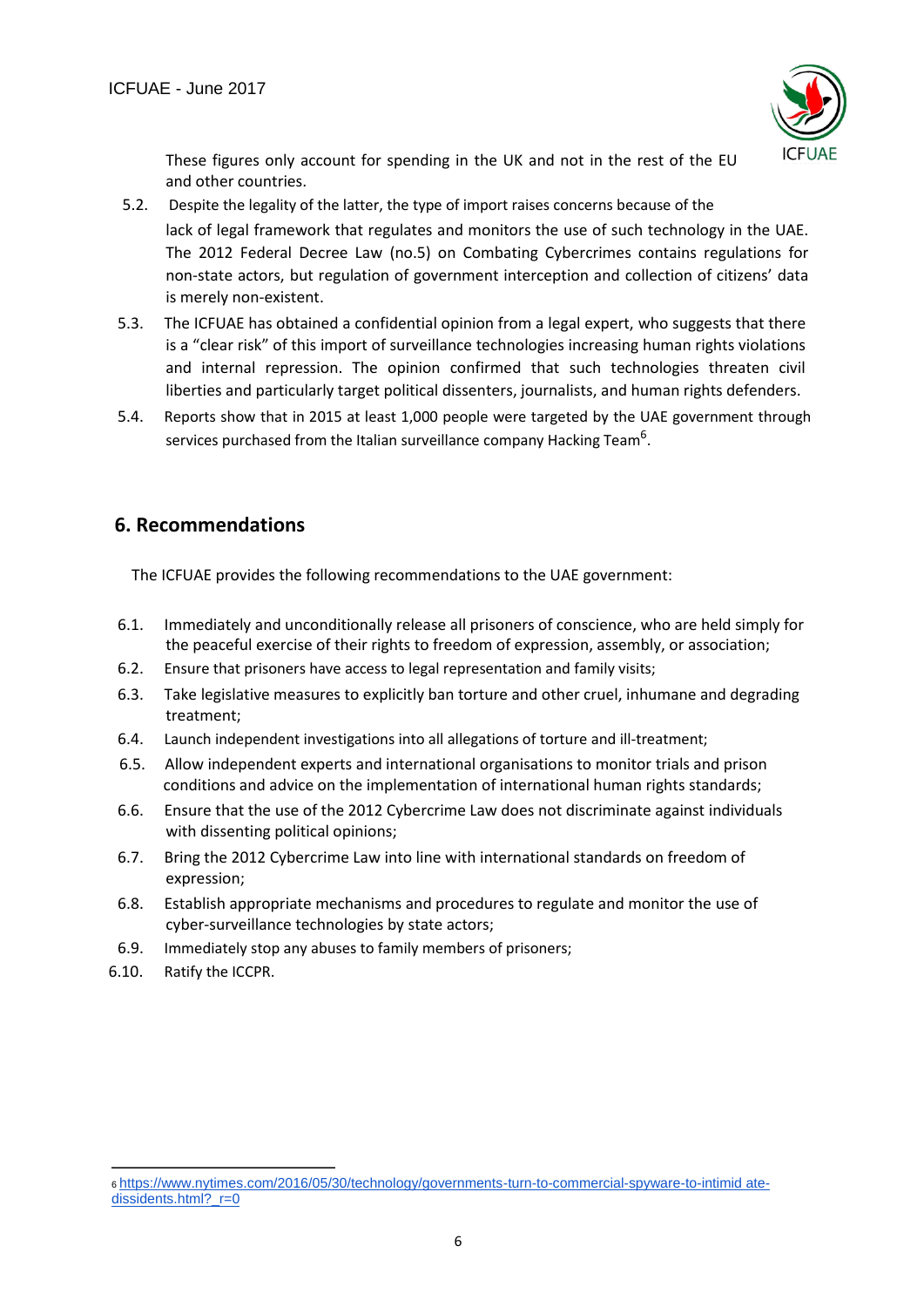These figures only account for spending in the UK and not in the rest of the EU and other countries.

5.2. Despite the legality of the latter, the type of import raises concerns because of the lack of legal framework that regulates and monitors the use of such technology in the UAE. The 2012 Federal Decree Law (no.5) on Combating Cybercrimes contains regulations for non-state actors, but regulation of government interception and collection of citizens' data is merely non-existent.

5.3. The ICFUAE has obtained a confidential opinion from a legal expert, who suggests that there is a "clear risk" of this import of surveillance technologies increasing human rights violations and internal repression. The opinion confirmed that such technologies threaten civil liberties and particularly target political dissenters, journalists, and human rights defenders.

5.4. Reports show that in 2015 at least 1,000 people were targeted by the UAE government through services purchased from the Italian surveillance company Hacking Team[6].

## 6. Recommendations

The ICFUAE provides the following recommendations to the UAE government:

6.1. Immediately and unconditionally release all prisoners of conscience, who are held simply for the peaceful exercise of their rights to freedom of expression, assembly, or association;

6.2. Ensure that prisoners have access to legal representation and family visits;

6.3. Take legislative measures to explicitly ban torture and other cruel, inhumane and degrading treatment;

6.4. Launch independent investigations into all allegations of torture and ill-treatment;

6.5. Allow independent experts and international organisations to monitor trials and prison conditions and advice on the implementation of international human rights standards;

6.6. Ensure that the use of the 2012 Cybercrime Law does not discriminate against individuals with dissenting political opinions;

6.7. Bring the 2012 Cybercrime Law into line with international standards on freedom of expression;

6.8. Establish appropriate mechanisms and procedures to regulate and monitor the use of cyber-surveillance technologies by state actors;

6.9. Immediately stop any abuses to family members of prisoners;

6.10. Ratify the ICCPR.

---

[6] https://www.nytimes.com/2016/05/30/technology/governments-turn-to-commercial-spyware-to-intimid ate-dissidents.html?_r=0